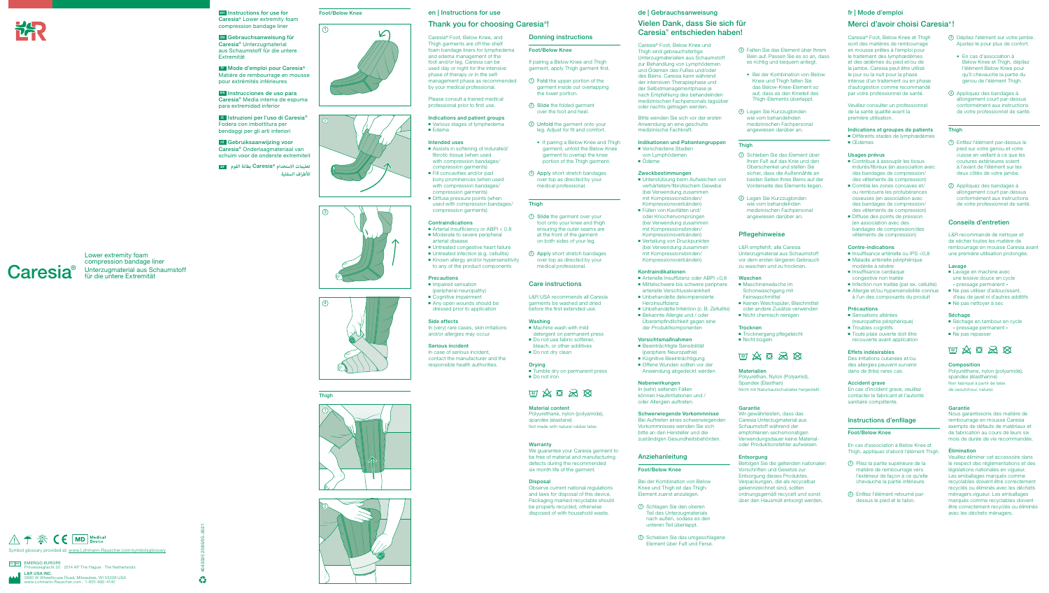**en** Instructions for use for Caresia® Lower extremity foam compression bandage liner

**de** Gebrauchsanweisung für Caresia® Unterzugmaterial aus Schaumstoff für die untere Extremität

**fr** Mode d'emploi pour Caresia® Matière de rembourrage en mousse pour extrémités inférieures

**es** Instrucciones de uso para Caresia® Media interna de espuma para extremidad inferior

**it** Istruzioni per l'uso di Caresia® Fodera con imbottitura per bendaggi per gli arti inferiori

**nl** Gebruiksaanwijzing voor Caresia® Onderlaagmateriaal van schuim voor de onderste extremiteit

**ar** تعليمات الاستخدام Caresia® بطانة القوم للأطراف السفلية

Caresia®

Lower extremity foam compression bandage liner

Unterzugmaterial aus Schaumstoff für die untere Extremität

Symbol glossary provided at: www.Lohmann-Rauscher.com/symbolglossary

EMERGO EUROPE
Prinsessegracht 20 · 2514 AP The Hague · The Netherlands

L&R USA INC.
3880 W Wheelhouse Road, Milwaukee, WI 53208 USA
www.Lohmann-Rauscher.com · 1-855-892-4140

40 43025 208505 -2021

Foot/Below Knee

Thigh

# en | Instructions for use

## Thank you for choosing Caresia®!

Caresia® Foot, Below Knee, and Thigh garments are off-the-shelf foam bandage liners for lymphedema and edema management of the foot and/or leg. Caresia can be used day or night for the intensive phase of therapy or in the self-management phase as recommended by your medical professional.

Please consult a trained medical professional prior to first use.

### Indications and patient groups
- Various stages of lymphedema
- Edema

### Intended uses
- Assists in softening of indurated/fibrotic tissue (when used with compression bandages/compression garments)
- Fill concavities and/or pad bony prominences (when used with compression bandages/compression garments)
- Diffuse pressure points (when used with compression bandages/compression garments)

### Contraindications
- Arterial insufficiency or ABPI < 0.8
- Moderate to severe peripheral arterial disease
- Untreated congestive heart failure
- Untreated infection (e.g. cellulitis)
- Known allergy and/or hypersensitivity to any of the product components

### Precautions
- Impaired sensation (peripheral neuropathy)
- Cognitive impairment
- Any open wounds should be dressed prior to application

### Side effects
In (very) rare cases, skin irritations and/or allergies may occur.

### Serious incident
In case of serious incident, contact the manufacturer and the responsible health authorities.

## Donning instructions

### Foot/Below Knee

If pairing a Below Knee and Thigh garment, apply Thigh garment first.

1. Fold the upper portion of the garment inside out overlapping the lower portion.
2. Slide the folded garment over the foot and heel.
3. Unfold the garment onto your leg. Adjust for fit and comfort.
   - If pairing a Below Knee and Thigh garment, unfold the Below Knee garment to overlap the knee portion of the Thigh garment.
4. Apply short stretch bandages over top as directed by your medical professional.

### Thigh

1. Slide the garment over your foot onto your knee and thigh ensuring the outer seams are at the front of the garment on both sides of your leg.
2. Apply short stretch bandages over top as directed by your medical professional.

## Care instructions

L&R USA recommends all Caresia garments be washed and dried before the first extended use.

### Washing
- Machine wash with mild detergent on permanent press
- Do not use fabric softener, bleach, or other additives
- Do not dry clean

### Drying
- Tumble dry on permanent press
- Do not iron

### Material content
Polyurethane, nylon (polyamide), spandex (elastane)
Not made with natural rubber latex.

### Warranty
We guarantee your Caresia garment to be free of material and manufacturing defects during the recommended six month life of the garment.

### Disposal
Observe current national regulations and laws for disposal of this device. Packaging marked recyclable should be properly recycled, otherwise disposed of with household waste.

# de | Gebrauchsanweisung

## Vielen Dank, dass Sie sich für Caresia® entschieden haben!

Caresia® Foot, Below Knee und Thigh sind gebrauchsfertige Unterzugmaterialien aus Schaumstoff zur Behandlung von Lymphödemen und Ödemen des Fußes und/oder des Beins. Caresia kann während der intensiven Therapiephase und der Selbstmanagementphase je nach Empfehlung des behandelnden medizinischen Fachpersonals tagsüber oder nachts getragen werden.

Bitte wenden Sie sich vor der ersten Anwendung an eine geschulte medizinische Fachkraft.

### Indikationen und Patientengruppen
- Verschiedene Stadien von Lymphödemen
- Ödeme

### Zweckbestimmungen
- Unterstützung beim Aufweichen von verhärtetem/fibrotischem Gewebe (bei Verwendung zusammen mit Kompressionsbinden/Kompressionsverbänden)
- Füllen von Kavitäten und/oder Knochenvorsprüngen (bei Verwendung zusammen mit Kompressionsbinden/Kompressionsverbänden)
- Verteilung von Druckpunkten (bei Verwendung zusammen mit Kompressionsbinden/Kompressionsverbänden)

### Kontraindikationen
- Arterielle Insuffizienz oder ABPI <0,8
- Mittelschwere bis schwere periphere arterielle Verschlusskrankheit
- Unbehandelte dekompensierte Herzinsuffizienz
- Unbehandelte Infektion (z. B. Zellulitis)
- Bekannte Allergie und / oder Überempfindlichkeit gegen eine der Produktkomponenten

### Vorsichtsmaßnahmen
- Beeinträchtigte Sensibilität (periphere Neuropathie)
- Kognitive Beeinträchtigung
- Offene Wunden sollten vor der Anwendung abgedeckt werden

### Nebenwirkungen
In (sehr) seltenen Fällen können Hautirritationen und / oder Allergien auftreten.

### Schwerwiegende Vorkommnisse
Bei Auftreten eines schwerwiegenden Vorkommnisses wenden Sie sich bitte an den Hersteller und die zuständigen Gesundheitsbehörden.

## Anziehanleitung

### Foot/Below Knee

Bei der Kombination von Below Knee und Thigh ist das Thigh-Element zuerst anzulegen.

1. Schlagen Sie den oberen Teil des Unterzugmaterials nach außen, sodass es den unteren Teil überlappt.
2. Schieben Sie das umgeschlagene Element über Fuß und Ferse.
3. Falten Sie das Element über Ihrem Bein auf. Passen Sie es so an, dass es richtig und bequem anliegt.
   - Bei der Kombination von Below Knee und Thigh falten Sie das Below-Knee-Element so auf, dass es den Knieteil des Thigh-Elements überlappt.
4. Legen Sie Kurzzugbinden wie vom behandelnden medizinischen Fachpersonal angewiesen darüber an.

### Thigh

1. Schieben Sie das Element über Ihren Fuß auf das Knie und den Oberschenkel und stellen Sie sicher, dass die Außennähte an beiden Seiten Ihres Beins auf der Vorderseite des Elements liegen.
2. Legen Sie Kurzzugbinden wie vom behandelnden medizinischen Fachpersonal angewiesen darüber an.

## Pflegehinweise

L&R empfiehlt, alle Caresia Unterzugmaterial aus Schaumstoff vor dem ersten längeren Gebrauch zu waschen und zu trocknen.

### Waschen
- Maschinenwäsche im Schonwaschgang mit Feinwaschmittel
- Keinen Weichspüler, Bleichmittel oder andere Zusätze verwenden
- Nicht chemisch reinigen

### Trocknen
- Trocknergang pflegeleicht
- Nicht bügeln

### Materialien
Polyurethan, Nylon (Polyamid), Spandex (Elasthan)
Nicht mit Naturkautschuklatex hergestellt.

### Garantie
Wir gewährleisten, dass das Caresia Unterzugmaterial aus Schaumstoff während der empfohlenen sechsmonatigen Verwendungsdauer keine Material- oder Produktionsfehler aufweisen.

### Entsorgung
Befolgen Sie die geltenden nationalen Vorschriften und Gesetze zur Entsorgung dieses Produktes. Verpackungen, die als recyclebar gekennzeichnet sind, sollten ordnungsgemäß recycelt und sonst über den Hausmüll entsorgt werden.

# fr | Mode d'emploi

## Merci d'avoir choisi Caresia®!

Caresia® Foot, Below Knee et Thigh sont des matières de rembourrage en mousse prêtes à l'emploi pour le traitement des lymphœdèmes et des œdèmes du pied et/ou de la jambe. Caresia peut être utilisé le jour ou la nuit pour la phase intense d'un traitement ou en phase d'autogestion comme recommandé par votre professionnel de santé.

Veuillez consulter un professionnel de la santé qualifié avant la première utilisation.

### Indications et groupes de patients
- Différents stades de lymphœdèmes
- Œdèmes

### Usages prévus
- Contribue à assouplir les tissus indurés/fibreux (en association avec des bandages de compression/des vêtements de compression)
- Comble les zones concaves et/ou rembourre les protubérances osseuses (en association avec des bandages de compression/des vêtements de compression)
- Diffuse des points de pression (en association avec des bandages de compression/des vêtements de compression)

### Contre-indications
- Insuffisance artérielle ou IPS <0,8
- Maladie artérielle périphérique modérée à sévère
- Insuffisance cardiaque congestive non traitée
- Infection non traitée (par ex. cellulite)
- Allergie et/ou hypersensibilité connue à l'un des composants du produit

### Précautions
- Sensations altérées (neuropathie périphérique)
- Troubles cognitifs
- Toute plaie ouverte doit être recouverte avant application

### Effets indésirables
Des irritations cutanées et/ou des allergies peuvent survenir dans de (très) rares cas.

### Accident grave
En cas d'incident grave, veuillez contacter le fabricant et l'autorité sanitaire compétente.

## Instructions d'enfilage

### Foot/Below Knee

En cas d'association à Below Knee et Thigh, appliquez d'abord l'élément Thigh.

1. Pliez la partie supérieure de la matière de rembourrage vers l'extérieur de façon à ce qu'elle chevauche la partie inférieure.
2. Enfilez l'élément retourné par-dessus le pied et le talon.
3. Dépliez l'élément sur votre jambe. Ajustez-le pour plus de confort.
   - En cas d'association à Below Knee et Thigh, dépliez l'élément Below Knee pour qu'il chevauche la partie du genou de l'élément Thigh.
4. Appliquez des bandages à allongement court par-dessus conformément aux instructions de votre professionnel de santé.

### Thigh

1. Enfilez l'élément par-dessus le pied sur votre genou et votre cuisse en veillant à ce que les coutures extérieures soient à l'avant de l'élément sur les deux côtés de votre jambe.
2. Appliquez des bandages à allongement court par-dessus conformément aux instructions de votre professionnel de santé.

## Conseils d'entretien

L&R recommande de nettoyer et de sécher toutes les matière de rembourrage en mousse Caresia avant une première utilisation prolongée.

### Lavage
- Lavage en machine avec une lessive douce en cycle « pressage permanent »
- Ne pas utiliser d'adoucissant, d'eau de javel ni d'autres additifs
- Ne pas nettoyer à sec

### Séchage
- Séchage en tambour en cycle « pressage permanent »
- Ne pas repasser

### Composition
Polyuréthane, nylon (polyamide), spandex (élasthanne)
Non fabriqué à partir de latex de caoutchouc naturel.

### Garantie
Nous garantissons des matière de rembourrage en mousse Caresia exempts de défauts de matériaux et de fabrication au cours de leurs six mois de durée de vie recommandée.

### Élimination
Veuillez éliminer cet accessoire dans le respect des réglementations et des législations nationales en vigueur. Les emballages marqués comme recyclables doivent être correctement recyclés ou éliminés avec les déchets ménagers.vigueur. Les emballages marqués comme recyclables doivent être correctement recyclés ou éliminés avec les déchets ménagers.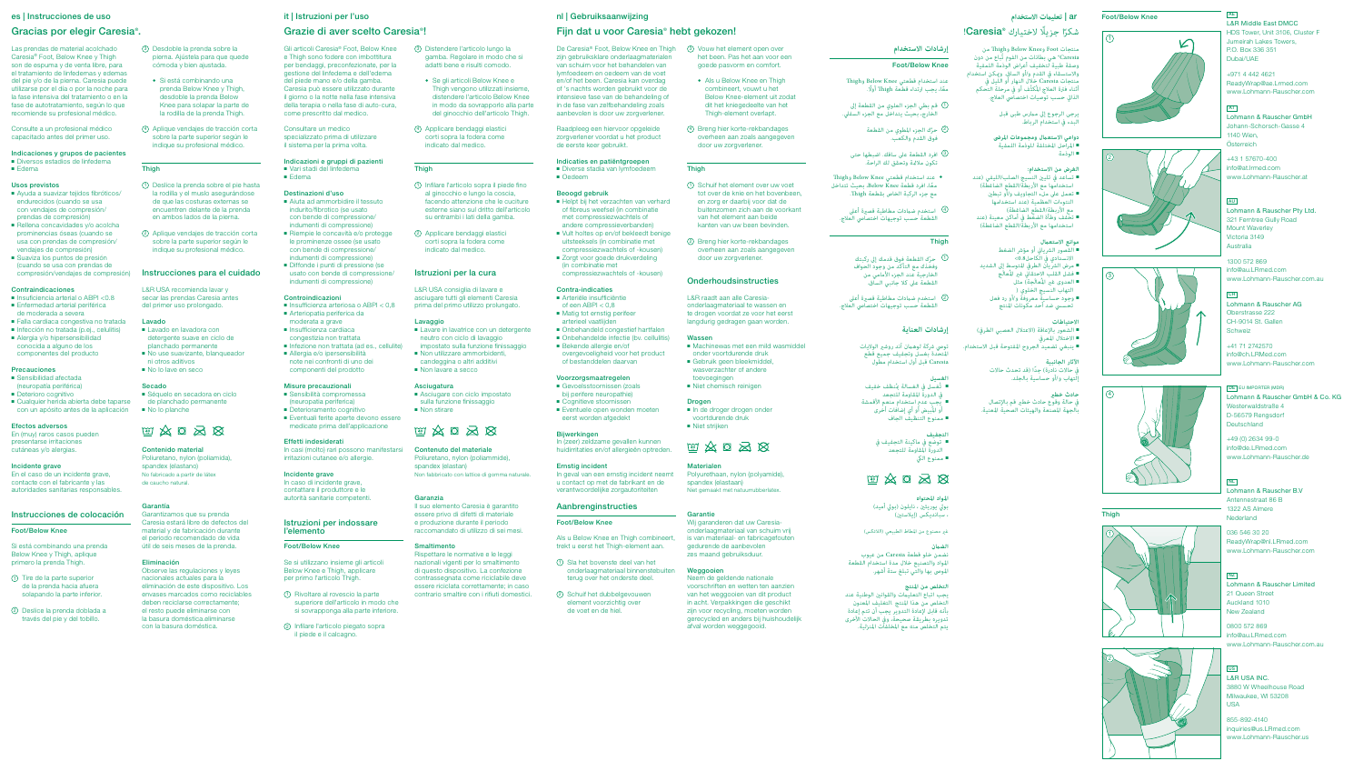# es | Instrucciones de uso

## Gracias por elegir Caresia®.

Las prendas de material acolchado Caresia® Foot, Below Knee y Thigh son de espuma y de venta libre, para la estimulación de linfedemas y edemas del pie y/o de la pierna. Caresia puede utilizarse por el día o por la noche para la fase intensiva del tratamiento o en la fase de autotratamiento, según lo que recomiende su profesional médico.

Consulte a un profesional médico capacitado antes del primer uso.

### Indicaciones y grupos de pacientes

- Diversos estadios del linfedema
- Edema

### Usos previstos

- Ayuda a suavizar tejidos fibróticos/endurecidos (cuando se usa con vendajes de compresión/prendas de compresión)
- Rellena concavidades y/o acolcha prominencias óseas (cuando se usa con vendajes de compresión/vendajes de compresión)
- Suaviza los puntos de presión (cuando se usa con prendas de compresión/vendajes de compresión)

### Contraindicaciones

- Insuficiencia arterial o ABPI <0,8
- Enfermedad arterial periférica de moderada a severa
- Falla cardíaca congestiva no tratada
- Infección no tratada (p.ej., celulitis)
- Alergia y/o hipersensibilidad conocida a alguno de los componentes del producto

### Precauciones

- Sensibilidad afectada (neuropatía periférica)
- Deterioro cognitivo
- Cualquier herida abierta debe taparse con un apósito antes de la aplicación

### Efectos adversos

En (muy) raros casos pueden presentarse irritaciones cutáneas y/o alergias.

### Incidente grave

En el caso de un incidente grave, contacte con el fabricante y las autoridades sanitarias responsables.

## Instrucciones de colocación

### Foot/Below Knee

Si está combinando una prenda Below Knee y Thigh, aplique primero la prenda Thigh.

1. Tire de la parte superior de la prenda hacia afuera solapando la parte inferior.
2. Deslice la prenda doblada a través del pie y del tobillo.
3. Desdoble la prenda sobre la pierna. Ajústela para que quede cómoda y bien ajustada.
   - Si está combinando una prenda Below Knee y Thigh, desdoble la prenda Below Knee para solapar la parte de la rodilla de la prenda Thigh.
4. Aplique vendajes de tracción corta sobre la parte superior según le indique su profesional médico.

### Thigh

1. Deslice la prenda sobre el pie hasta la rodilla y el muslo asegurándose de que las costuras externas se encuentren delante de la prenda en ambos lados de la pierna.
2. Aplique vendajes de tracción corta sobre la parte superior según le indique su profesional médico.

## Instrucciones para el cuidado

L&R USA recomienda lavar y secar las prendas Caresia antes del primer uso prolongado.

### Lavado

- Lavado en lavadora con detergente suave en ciclo de planchado permanente
- No use suavizante, blanqueador ni otros aditivos
- No lave en seco

### Secado

- Séquelo en secadora en ciclo de planchado permanente
- No la planche

### Contenido material

Poliuretano, nylon (poliamida), spandex (elastano)
No fabricado a partir de látex de caucho natural.

### Garantía

Garantizamos que su prenda Caresia estará libre de defectos del material y de fabricación durante el periodo recomendado de vida útil de seis meses de la prenda.

### Eliminación

Observe las regulaciones y leyes nacionales actuales para la eliminación de este dispositivo. Los envases marcados como reciclables deben reciclarse correctamente; el resto puede eliminarse con la basura doméstica.eliminarse con la basura doméstica.

# it | Istruzioni per l'uso

## Grazie di aver scelto Caresia®!

Gli articoli Caresia® Foot, Below Knee e Thigh sono fodere con imbottitura per bendaggi, preconfezionate, per la gestione del linfedema e dell'edema del piede mano e/o della gamba. Caresia può essere utilizzato durante il giorno o la notte nella fase intensiva della terapia o nella fase di auto-cura, come prescritto dal medico.

Consultare un medico specializzato prima di utilizzare il sistema per la prima volta.

### Indicazioni e gruppi di pazienti

- Vari stadi del linfedema
- Edema

### Destinazioni d'uso

- Aiuta ad ammorbidire il tessuto indurito/fibrotico (se usato con bende di compressione/indumenti di compressione)
- Riempie le concavità e/o protegge le prominenze ossee (se usato con bende di compressione/indumenti di compressione)
- Diffonde i punti di pressione (se usato con bende di compressione/indumenti di compressione)

### Controindicazioni

- Insufficienza arteriosa o ABPI < 0,8
- Arteriopatia periferica da moderata a grave
- Insufficienza cardiaca congestizia non trattata
- Infezione non trattata (ad es., cellulite)
- Allergia e/o ipersensibilità note nei confronti di uno dei componenti del prodotto

### Misure precauzionali

- Sensibilità compromessa (neuropatia periferica)
- Deterioramento cognitivo
- Eventuali ferite aperte devono essere medicate prima dell'applicazione

### Effetti indesiderati

In casi (molto) rari possono manifestarsi irritazioni cutanee e/o allergie.

### Incidente grave

In caso di incidente grave, contattare il produttore e le autorità sanitarie competenti.

## Istruzioni per indossare l'elemento

### Foot/Below Knee

Se si utilizzano insieme gli articoli Below Knee e Thigh, applicare per primo l'articolo Thigh.

1. Rivoltare al rovescio la parte superiore dell'articolo in modo che si sovrapponga alla parte inferiore.
2. Infilare l'articolo piegato sopra il piede e il calcagno.
3. Distendere l'articolo lungo la gamba. Regolare in modo che si adatti bene e risulti comodo.
   - Se gli articoli Below Knee e Thigh vengono utilizzati insieme, distendere l'articolo Below Knee in modo da sovrapporlo alla parte del ginocchio dell'articolo Thigh.
4. Applicare bendaggi elastici corti sopra la fodera come indicato dal medico.

### Thigh

1. Infilare l'articolo sopra il piede fino al ginocchio e lungo la coscia, facendo attenzione che le cuciture esterne siano sul dritto dell'articolo su entrambi i lati della gamba.
2. Applicare bendaggi elastici corti sopra la fodera come indicato dal medico.

## Istruzioni per la cura

L&R USA consiglia di lavare e asciugare tutti gli elementi Caresia prima del primo utilizzo prolungato.

### Lavaggio

- Lavare in lavatrice con un detergente neutro con ciclo di lavaggio impostato sulla funzione finissaggio
- Non utilizzare ammorbidenti, candeggina o altri additivi
- Non lavare a secco

### Asciugatura

- Asciugare con ciclo impostato sulla funzione finissaggio
- Non stirare

### Contenuto del materiale

Poliuretano, nylon (poliammide), spandex (elastan)
Non fabbricato con lattice di gomma naturale.

### Garanzia

Il suo elemento Caresia è garantito essere privo di difetti di materiale e produzione durante il periodo raccomandato di utilizzo di sei mesi.

### Smaltimento

Rispettare le normative e le leggi nazionali vigenti per lo smaltimento di questo dispositivo. La confezione contrassegnata come riciclabile deve essere riciclata correttamente; in caso contrario smaltire con i rifiuti domestici.

# nl | Gebruiksaanwijzing

## Fijn dat u voor Caresia® hebt gekozen!

De Caresia® Foot, Below Knee en Thigh zijn gebruiksklare onderlaagmaterialen van schuim voor het behandelen van lymfoedeem en oedeem van de voet en/of het been. Caresia kan overdag of 's nachts worden gebruikt voor de intensieve fase van de behandeling of in de fase van zelfbehandeling of zoals aanbevolen is door uw zorgverlener.

Raadpleeg een hiervoor opgeleide zorgverlener voordat u het product de eerste keer gebruikt.

### Indicaties en patiëntgroepen

- Diverse stadia van lymfoedeem
- Oedeem

### Beoogd gebruik

- Helpt bij het verzachten van verhard of fibreus weefsel (in combinatie met compressiezwachtels of andere compressieverbanden)
- Vult holtes op en/of beklEedt benige uitsteeksels (in combinatie met compressiezwachtels of -kousen)
- Zorgt voor goede drukverdeling (in combinatie met compressiezwachtels of -kousen)

### Contra-indicaties

- Arteriële insufficiëntie of een ABPI < 0,8
- Matig tot ernstig perifeer arterieel vaatlijden
- Onbehandeld congestief hartfalen
- Onbehandelde infectie (bv. cellulitis)
- Bekende allergie en/of overgevoeligheid voor het product of bestanddelen daarvan

### Voorzorgsmaatregelen

- Gevoelsstoornissen (zoals bij perifere neuropathie)
- Cognitieve stoornissen
- Eventuele open wonden moeten eerst worden afgedekt

### Bijwerkingen

In (zeer) zeldzame gevallen kunnen huidirritaties en/of allergieën optreden.

### Ernstig incident

In geval van een ernstig incident neemt u contact op met de fabrikant en de verantwoordelijke zorgautoriteiten

## Aanbrenginstructies

### Foot/Below Knee

Als u Below Knee en Thigh combineert, trekt u eerst het Thigh-element aan.

1. Sla het bovenste deel van het onderlaagmateriaal binnenstebuiten terug over het onderste deel.
2. Schuif het dubbelgevouwen element voorzichtig over de voet en de hiel.
3. Vouw het element open over het been. Pas het aan voor een goede pasvorm en comfort.
   - Als u Below Knee en Thigh combineert, vouwt u het Below Knee-element uit zodat dit het kniegedeelte van het Thigh-element overlapt.
4. Breng hier korte-rekbandages overheen aan zoals aangegeven door uw zorgverlener.

### Thigh

1. Schuif het element over uw voet tot over de knie en het bovenbeen, en zorg er daarbij voor dat de buitenzomen zich aan de voorkant van het element aan beide kanten van uw been bevinden.
2. Breng hier korte-rekbandages overheen aan zoals aangegeven door uw zorgverlener.

## Onderhoudsinstructies

L&R raadt aan alle Caresia-onderlaagmateriaal te wassen en te drogen voordat ze voor het eerst langdurig gedragen gaan worden.

### Wassen

- Machinewas met een mild wasmiddel onder voorstrijkende druk
- Gebruik geen bleekmiddel, wasverzachter of andere toevoegingen
- Niet chemisch reinigen

### Drogen

- In de droger drogen onder voorstrijkende druk
- Niet strijken

### Materialen

Polyurethaan, nylon (polyamide), spandex (elastaan)
Niet gemaakt met natuurrubberlatex.

### Garantie

Wij garanderen dat uw Caresia-onderlaagmateriaal van schuim vrij is van materiaal- en fabricagefouten gedurende de aanbevolen zes maand gebruiksduur.

### Weggooien

Neem de geldende nationale voorschriften en wetten ten aanzien van het weggooien van dit product in acht. Verpakkingen die geschikt zijn voor recycling, moeten worden gerecycled en anders bij huishoudelijk afval worden weggegooid.

# ar | تعليمات الاستخدام

## شكرًا جزيلًا لاختيارك ®Caresia!

منتجات Thigh و Below Knee و Foot من ®Caresia هي بطانات من الفوم تُباع من دون وصفة طبية لتطبيق أغراض الوذمة اللمفية والاستسقاء في القدم و/أو الساق. ويمكن استخدام منتجات Caresia خلال النهار أو الليل في أثناء فترة العلاج المكثّف أو في مرحلة التحكم الذاتي حسب توصيات اختصاصي العلاج.

يرجى الرجوع إلى ممارس طبي قبل البدء في استخدام الرباط.

### دواعي الاستعمال ومجموعات المرضى

- المراحل المختلفة للوذمة اللمفية
- الوذمة

### الغرض من الاستخدام:

- تساعد في تليين النسيج الصلب/الليفي (عند استخدامها مع الأربطة/القطع الضاغطة)
- تعمل على ملء التجاويف و/أو تبطين النتوءات العظمية (عند استخدامها مع الأربطة/القطع الضاغطة)
- تخفيف وطأة الضغط في أماكن معينة (عند استخدامها مع الأربطة/القطع الضاغطة)

### موانع الاستعمال

- القصور الشرياني أو مؤشر الضغط الاستندادي في الكاحل(ABPI) <0.8
- مرض الشريان الطرفي المتوسط إلى الشديد
- فشل القلب الاحتقاني غير المُعالج
- العدوى غير المُعالجة (مثل التهاب النسيج الخلوي)
- وجود حساسية معروفة و/أو ورد فعل تحسسي ضد أحد مكونات المنتج

### الاحتياطات

- الشعور بالإعتلال (الاعتلال العصبي الطرفي)
- الاختلال المعرفي
- ينبغي تضميد الجروح المفتوحة قبل الاستخدام

### الآثار الجانبية

في حالات نادرة (جدًا) قد تحدث حالات التهاب و/أو حساسية بالجلد.

### حادث خطير

في حالة وقوع حادث خطير قم بالاتصال بالجهة المصنعة والهيئات الصحية المعنية.

## إرشادات الاستخدام

### Foot/Below Knee

عند استخدام قطعتي Thigh و Below Knee معًا، يجب ارتداء قطعة Thigh أولًا.

1. قم بطي الجزء العلوي من القطعة إلى الخارج، بحيث يتداخل مع الجزء السفلي.
2. حرّك الجزء المطوي من القطعة فوق القدم والكعب.
3. افرد القطعة على ساقك. اضبطها حتى تكون ملائمة وتحقق لك الراحة.
   - عند استخدام قطعتي Thigh و Below Knee معًا، افرد قطعة Below Knee بحيث تتداخل مع جزء الركبة الخاص بقطعة Thigh.
4. استخدم ضمادات مطاطية قصيرة أعلى القطعة حسب توجيهات اختصاصي العلاج.

### Thigh

1. حرّك القطعة فوق قدمك إلى ركبتك وفخذك مع التأكد من وجود الدرزات الخارجية عند الجزء الأمامي من القطعة على كلا جانبي الساق.
2. استخدم ضمادات مطاطية قصيرة أعلى القطعة حسب توجيهات اختصاصي العلاج.

## إرشادات العناية

توصي شركة لوهمان أند راوشر بغسل الوثائب المتعددة بغسل وتجفيف جميع قطع Caresia قبل أول استخدام مطول.

### الغسيل

- اغسل في الغسالة بمُنظف خفيف في الدورة المقاومة للتجعد
- يجب عدم استخدام منعم الأقمشة أو المُبيض أو أي إضافات أخرى
- ممنوع التنظيف الجاف

### التجفيف

- توضع في ماكينة التجفيف في الدورة المقاومة للتجعد
- ممنوع الكي

### المواد المحتواة

بولي يوريثان، نايلون (بولي أميد)، سباندكس (إيلاستين)

غير مصنوع من لثاتكس المطاط الطبيعي (اللاتكس)

### الضمان

تضمن خلو قطعة Caresia من عيوب المواد والتصنيع خلال مدة استخدام القطعة الموصى بها والتي تبلغ ستة أشهر.

### التخلص من المنتج

يجب اتباع التعليمات والقوانين الوطنية عند التخلص من هذا المنتج. التغليف المعنون بأنه قابل لإعادة التدوير يجب أن تتم إعادة تدويره بطريقة صحيحة. وفي الحالات الأخرى يتم التخلص منه مع المخلفات المنزلية.

## Foot/Below Knee

1
2
3
4

## Thigh

1
2

**AE**
L&R Middle East DMCC
HDS Tower, Unit 3106, Cluster F
Jumeirah Lakes Towers,
P.O. Box 336 351
Dubai/UAE

+971 4 442 4621
ReadyWrap@ae.LRmed.com
www.Lohmann-Rauscher.com

**AT**
Lohmann & Rauscher GmbH
Johann-Schorsch-Gasse 4
1140 Wien,
Österreich

+43 1 57670-400
info@at.lrmed.com
www.Lohmann-Rauscher.at

**AU**
Lohmann & Rauscher Pty Ltd.
321 Ferntree Gully Road
Mount Waverley
Victoria 3149
Australia

1300 572 869
info@au.LRmed.com
www.Lohmann-Rauscher.com.au

**CH**
Lohmann & Rauscher AG
Oberstrasse 222
CH-9014 St. Gallen
Schweiz

+41 71 2742570
info@ch.LRmed.com
www.Lohmann-Rauscher.com

**DE** EU IMPORTER (MDR)
Lohmann & Rauscher GmbH & Co. KG
Westerwaldstraße 4
D-56579 Rengsdorf
Deutschland

+49 (0) 2634 99-0
info@de.LRmed.com
www.Lohmann-Rauscher.de

**NL**
Lohmann & Rauscher B.V
Antennestraat 86 B
1322 AS Almere
Nederland

036 546 30 20
ReadyWrap@nl.LRmed.com
www.Lohmann-Rauscher.com

**NZ**
Lohmann & Rauscher Limited
21 Queen Street
Auckland 1010
New Zealand

0800 572 869
info@au.LRmed.com
www.Lohmann-Rauscher.com.au

**US**
L&R USA INC.
3880 W. Wheelhouse Road
Milwaukee, WI 53208
USA

855-892-4140
Inquiries@us.LRmed.com
www.Lohmann-Rauscher.us